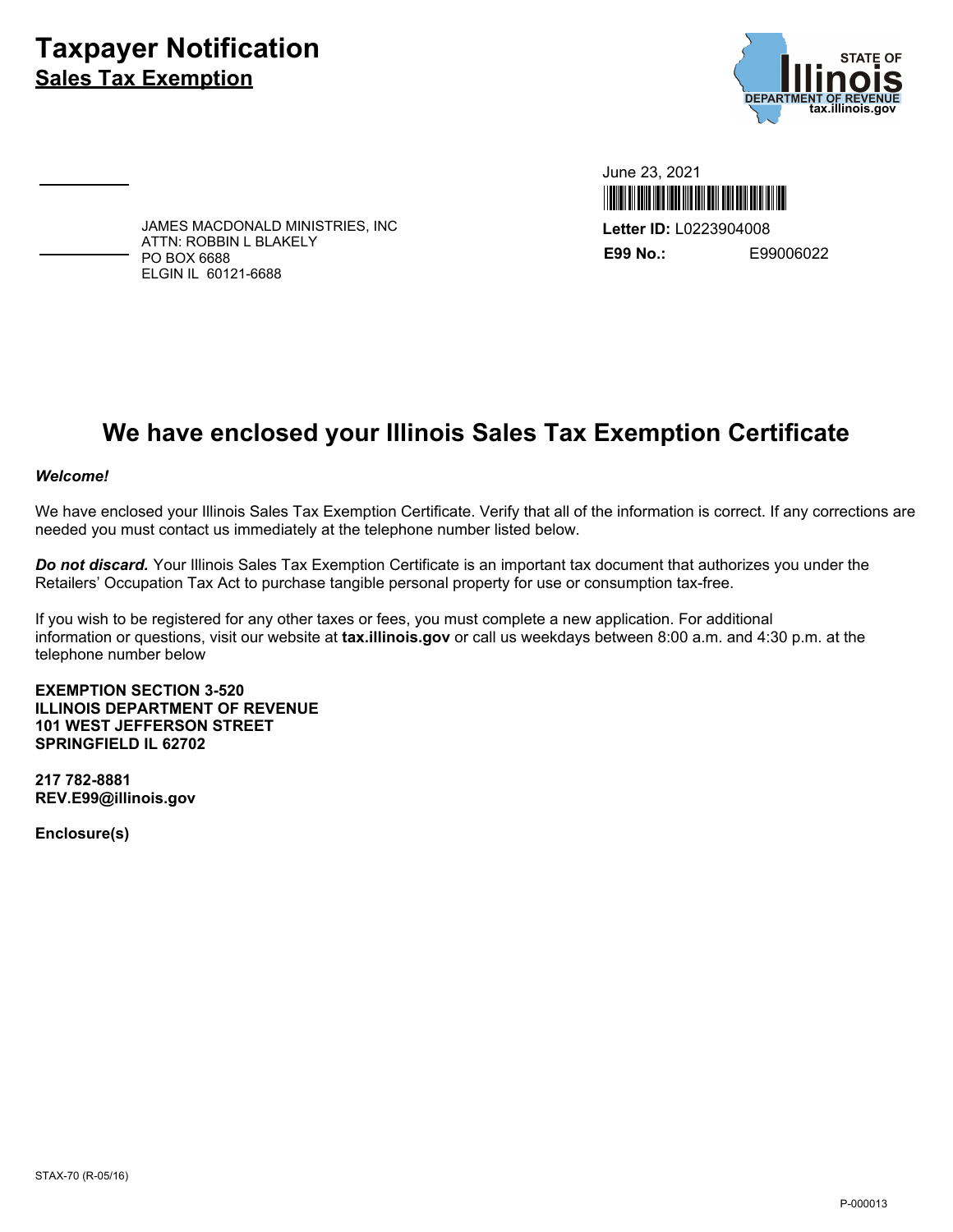# Taxpayer Notification

## Sales Tax Exemption

STATE OF Illinois
DEPARTMENT OF REVENUE
tax.illinois.gov

June 23, 2021

**Letter ID:** L0223904008

**E99 No.:** E99006022

JAMES MACDONALD MINISTRIES, INC
ATTN: ROBBIN L BLAKELY
PO BOX 6688
ELGIN IL 60121-6688

## We have enclosed your Illinois Sales Tax Exemption Certificate

***Welcome!***

We have enclosed your Illinois Sales Tax Exemption Certificate. Verify that all of the information is correct. If any corrections are needed you must contact us immediately at the telephone number listed below.

***Do not discard.*** Your Illinois Sales Tax Exemption Certificate is an important tax document that authorizes you under the Retailers' Occupation Tax Act to purchase tangible personal property for use or consumption tax-free.

If you wish to be registered for any other taxes or fees, you must complete a new application. For additional information or questions, visit our website at **tax.illinois.gov** or call us weekdays between 8:00 a.m. and 4:30 p.m. at the telephone number below

**EXEMPTION SECTION 3-520**
**ILLINOIS DEPARTMENT OF REVENUE**
**101 WEST JEFFERSON STREET**
**SPRINGFIELD IL 62702**

**217 782-8881**
**REV.E99@illinois.gov**

**Enclosure(s)**

STAX-70 (R-05/16)

P-000013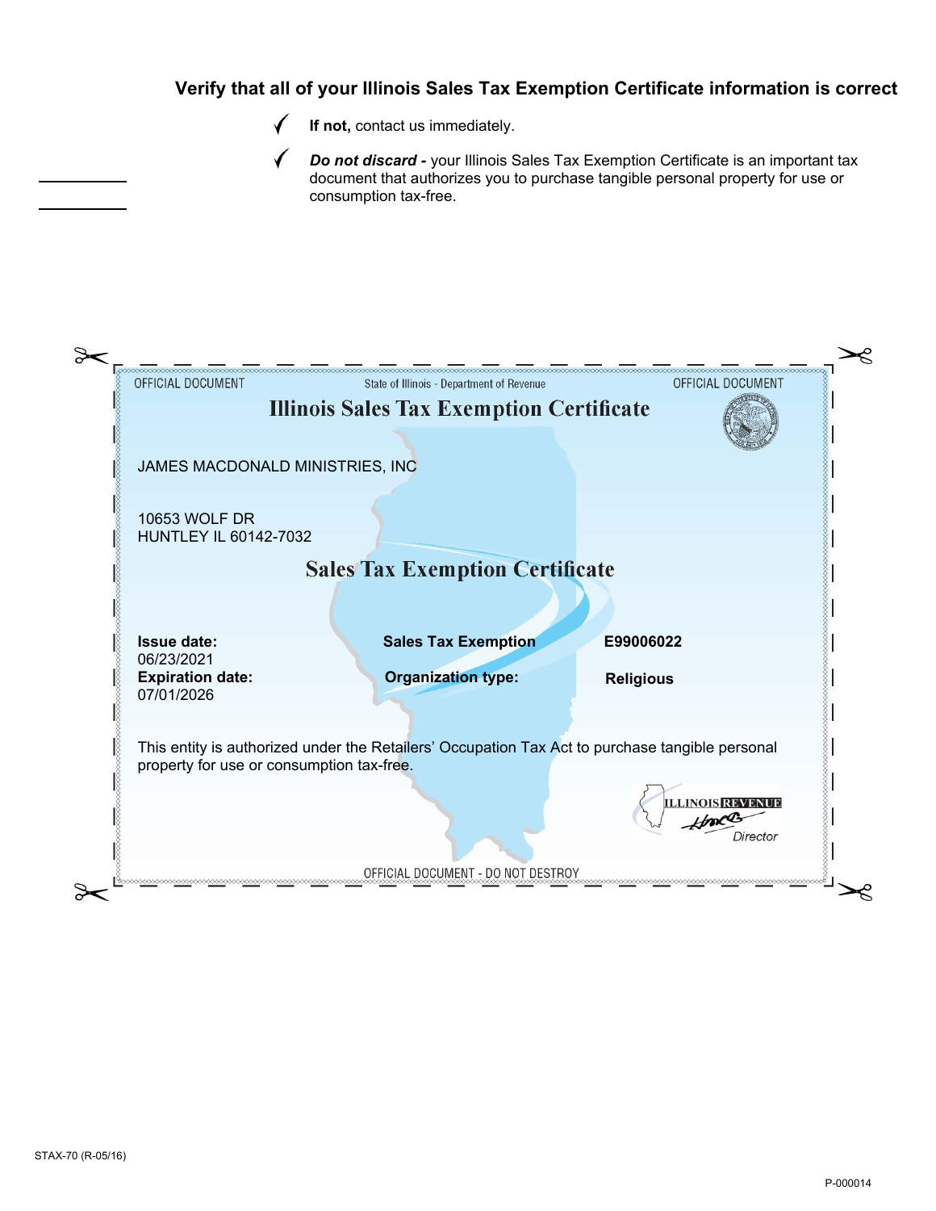## Verify that all of your Illinois Sales Tax Exemption Certificate information is correct

- **If not,** contact us immediately.
- ***Do not discard -*** your Illinois Sales Tax Exemption Certificate is an important tax document that authorizes you to purchase tangible personal property for use or consumption tax-free.

OFFICIAL DOCUMENT | State of Illinois - Department of Revenue | OFFICIAL DOCUMENT

# Illinois Sales Tax Exemption Certificate

JAMES MACDONALD MINISTRIES, INC

10653 WOLF DR
HUNTLEY IL 60142-7032

## Sales Tax Exemption Certificate

**Issue date:**
06/23/2021
**Expiration date:**
07/01/2026

**Sales Tax Exemption** **E99006022**

**Organization type:** **Religious**

This entity is authorized under the Retailers' Occupation Tax Act to purchase tangible personal property for use or consumption tax-free.

ILLINOIS REVENUE
*Director*

OFFICIAL DOCUMENT - DO NOT DESTROY

STAX-70 (R-05/16)

P-000014